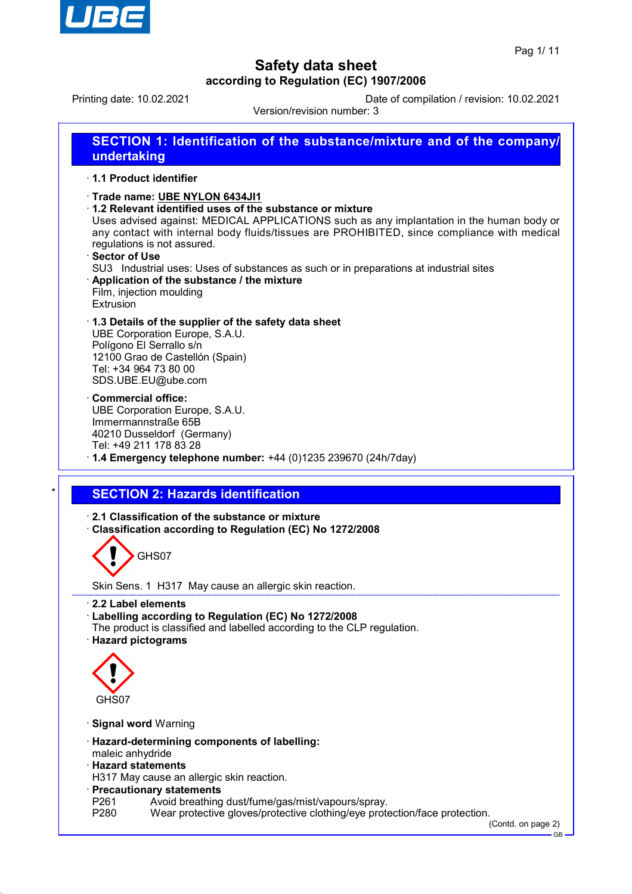# Safety data sheet

**according to Regulation (EC) 1907/2006**

Printing date: 10.02.2021 Date of compilation / revision: 10.02.2021

Version/revision number: 3

## SECTION 1: Identification of the substance/mixture and of the company/undertaking

· **1.1 Product identifier**

· **Trade name: UBE NYLON 6434JI1**

· **1.2 Relevant identified uses of the substance or mixture**
Uses advised against: MEDICAL APPLICATIONS such as any implantation in the human body or any contact with internal body fluids/tissues are PROHIBITED, since compliance with medical regulations is not assured.

· **Sector of Use**
SU3 Industrial uses: Uses of substances as such or in preparations at industrial sites

· **Application of the substance / the mixture**
Film, injection moulding
Extrusion

· **1.3 Details of the supplier of the safety data sheet**
UBE Corporation Europe, S.A.U.
Polígono El Serrallo s/n
12100 Grao de Castellón (Spain)
Tel: +34 964 73 80 00
SDS.UBE.EU@ube.com

· **Commercial office:**
UBE Corporation Europe, S.A.U.
Immermannstraße 65B
40210 Dusseldorf (Germany)
Tel: +49 211 178 83 28

· **1.4 Emergency telephone number:** +44 (0)1235 239670 (24h/7day)

## SECTION 2: Hazards identification

· **2.1 Classification of the substance or mixture**

· **Classification according to Regulation (EC) No 1272/2008**

GHS07

Skin Sens. 1 H317 May cause an allergic skin reaction.

· **2.2 Label elements**

· **Labelling according to Regulation (EC) No 1272/2008**
The product is classified and labelled according to the CLP regulation.

· **Hazard pictograms**

GHS07

· **Signal word** Warning

· **Hazard-determining components of labelling:**
maleic anhydride

· **Hazard statements**
H317 May cause an allergic skin reaction.

· **Precautionary statements**
P261 Avoid breathing dust/fume/gas/mist/vapours/spray.
P280 Wear protective gloves/protective clothing/eye protection/face protection.

(Contd. on page 2)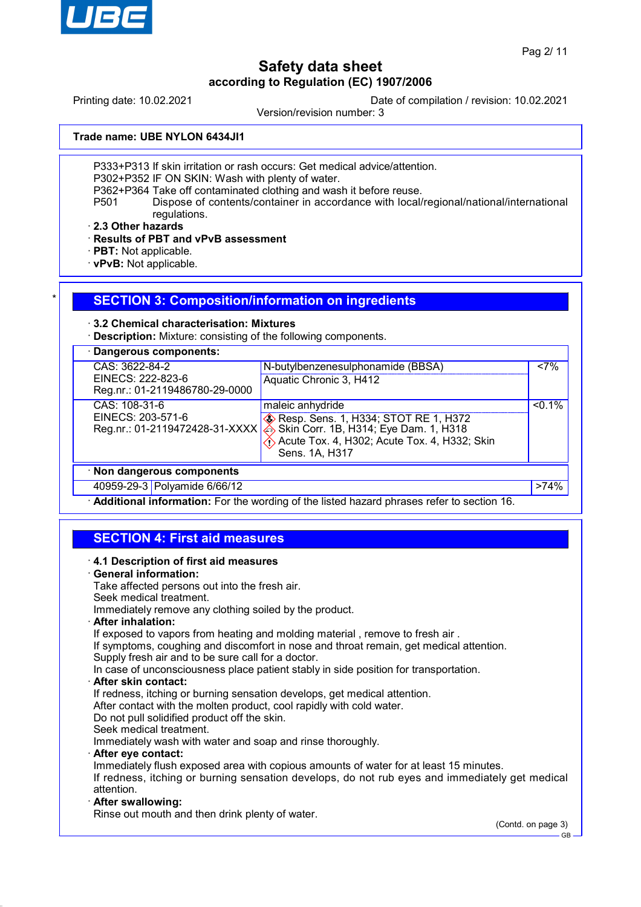**Trade name: UBE NYLON 6434JI1**

P333+P313 If skin irritation or rash occurs: Get medical advice/attention.
P302+P352 IF ON SKIN: Wash with plenty of water.
P362+P364 Take off contaminated clothing and wash it before reuse.
P501 Dispose of contents/container in accordance with local/regional/national/international regulations.

· **2.3 Other hazards**
· **Results of PBT and vPvB assessment**
· **PBT:** Not applicable.
· **vPvB:** Not applicable.

## SECTION 3: Composition/information on ingredients

· **3.2 Chemical characterisation: Mixtures**
· **Description:** Mixture: consisting of the following components.

| · **Dangerous components:** | | |
|---|---|---|
| CAS: 3622-84-2<br>EINECS: 222-823-6<br>Reg.nr.: 01-2119486780-29-0000 | N-butylbenzenesulphonamide (BBSA)<br>Aquatic Chronic 3, H412 | <7% |
| CAS: 108-31-6<br>EINECS: 203-571-6<br>Reg.nr.: 01-2119472428-31-XXXX | maleic anhydride<br>Resp. Sens. 1, H334; STOT RE 1, H372<br>Skin Corr. 1B, H314; Eye Dam. 1, H318<br>Acute Tox. 4, H302; Acute Tox. 4, H332; Skin Sens. 1A, H317 | <0.1% |

| · **Non dangerous components** | | |
|---|---|---|
| 40959-29-3 | Polyamide 6/66/12 | >74% |

· **Additional information:** For the wording of the listed hazard phrases refer to section 16.

## SECTION 4: First aid measures

· **4.1 Description of first aid measures**
· **General information:**
Take affected persons out into the fresh air.
Seek medical treatment.
Immediately remove any clothing soiled by the product.
· **After inhalation:**
If exposed to vapors from heating and molding material , remove to fresh air .
If symptoms, coughing and discomfort in nose and throat remain, get medical attention.
Supply fresh air and to be sure call for a doctor.
In case of unconsciousness place patient stably in side position for transportation.
· **After skin contact:**
If redness, itching or burning sensation develops, get medical attention.
After contact with the molten product, cool rapidly with cold water.
Do not pull solidified product off the skin.
Seek medical treatment.
Immediately wash with water and soap and rinse thoroughly.
· **After eye contact:**
Immediately flush exposed area with copious amounts of water for at least 15 minutes.
If redness, itching or burning sensation develops, do not rub eyes and immediately get medical attention.
· **After swallowing:**
Rinse out mouth and then drink plenty of water.

(Contd. on page 3)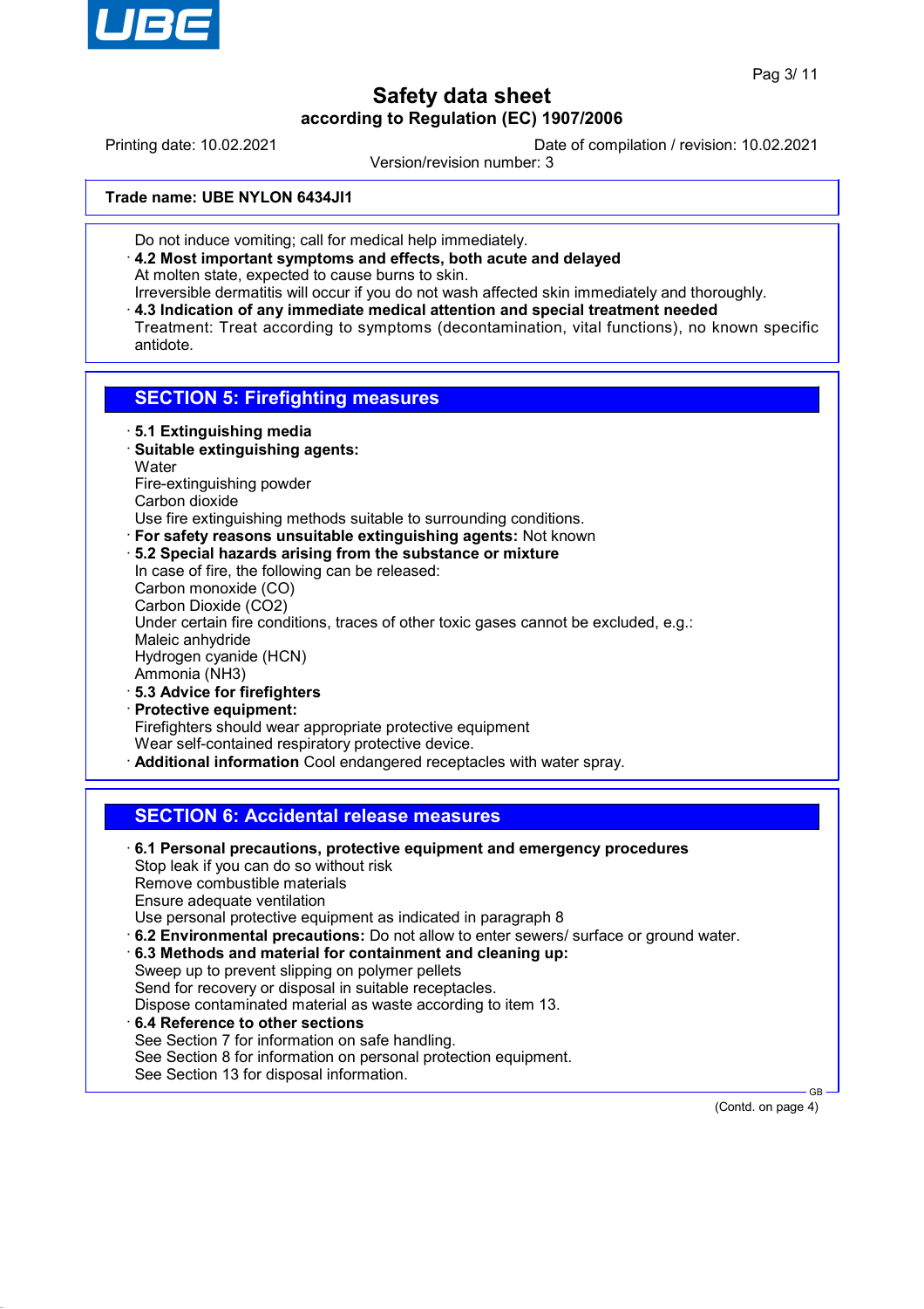**Trade name: UBE NYLON 6434JI1**

Do not induce vomiting; call for medical help immediately.

· **4.2 Most important symptoms and effects, both acute and delayed**
At molten state, expected to cause burns to skin.
Irreversible dermatitis will occur if you do not wash affected skin immediately and thoroughly.

· **4.3 Indication of any immediate medical attention and special treatment needed**
Treatment: Treat according to symptoms (decontamination, vital functions), no known specific antidote.

## SECTION 5: Firefighting measures

· **5.1 Extinguishing media**

· **Suitable extinguishing agents:**
Water
Fire-extinguishing powder
Carbon dioxide
Use fire extinguishing methods suitable to surrounding conditions.

· **For safety reasons unsuitable extinguishing agents:** Not known

· **5.2 Special hazards arising from the substance or mixture**
In case of fire, the following can be released:
Carbon monoxide (CO)
Carbon Dioxide ($CO_2$)
Under certain fire conditions, traces of other toxic gases cannot be excluded, e.g.:
Maleic anhydride
Hydrogen cyanide (HCN)
Ammonia ($NH_3$)

· **5.3 Advice for firefighters**

· **Protective equipment:**
Firefighters should wear appropriate protective equipment
Wear self-contained respiratory protective device.

· **Additional information** Cool endangered receptacles with water spray.

## SECTION 6: Accidental release measures

· **6.1 Personal precautions, protective equipment and emergency procedures**
Stop leak if you can do so without risk
Remove combustible materials
Ensure adequate ventilation
Use personal protective equipment as indicated in paragraph 8

· **6.2 Environmental precautions:** Do not allow to enter sewers/ surface or ground water.

· **6.3 Methods and material for containment and cleaning up:**
Sweep up to prevent slipping on polymer pellets
Send for recovery or disposal in suitable receptacles.
Dispose contaminated material as waste according to item 13.

· **6.4 Reference to other sections**
See Section 7 for information on safe handling.
See Section 8 for information on personal protection equipment.
See Section 13 for disposal information.

(Contd. on page 4)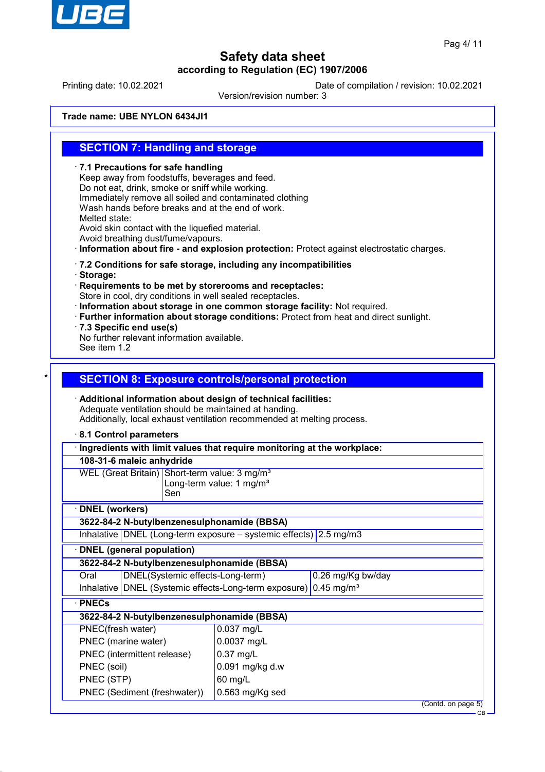# Safety data sheet
## according to Regulation (EC) 1907/2006

Printing date: 10.02.2021

Date of compilation / revision: 10.02.2021

Version/revision number: 3

**Trade name: UBE NYLON 6434JI1**

## SECTION 7: Handling and storage

· **7.1 Precautions for safe handling**
Keep away from foodstuffs, beverages and feed.
Do not eat, drink, smoke or sniff while working.
Immediately remove all soiled and contaminated clothing
Wash hands before breaks and at the end of work.
Melted state:
Avoid skin contact with the liquefied material.
Avoid breathing dust/fume/vapours.

· **Information about fire - and explosion protection:** Protect against electrostatic charges.

· **7.2 Conditions for safe storage, including any incompatibilities**
· **Storage:**
· **Requirements to be met by storerooms and receptacles:**
Store in cool, dry conditions in well sealed receptacles.
· **Information about storage in one common storage facility:** Not required.
· **Further information about storage conditions:** Protect from heat and direct sunlight.
· **7.3 Specific end use(s)**
No further relevant information available.
See item 1.2

\*

## SECTION 8: Exposure controls/personal protection

· **Additional information about design of technical facilities:**
Adequate ventilation should be maintained at handing.
Additionally, local exhaust ventilation recommended at melting process.

· **8.1 Control parameters**

| · **Ingredients with limit values that require monitoring at the workplace:** | |
|---|---|
| **108-31-6 maleic anhydride** | |
| WEL (Great Britain) | Short-term value: 3 mg/m³<br>Long-term value: 1 mg/m³<br>Sen |

| · **DNEL (workers)** | | |
|---|---|---|
| **3622-84-2 N-butylbenzenesulphonamide (BBSA)** | | |
| Inhalative | DNEL (Long-term exposure – systemic effects) | 2.5 mg/m3 |

| · **DNEL (general population)** | | |
|---|---|---|
| **3622-84-2 N-butylbenzenesulphonamide (BBSA)** | | |
| Oral | DNEL(Systemic effects-Long-term) | 0.26 mg/Kg bw/day |
| Inhalative | DNEL (Systemic effects-Long-term exposure) | 0.45 mg/m³ |

| · **PNECs** | |
|---|---|
| **3622-84-2 N-butylbenzenesulphonamide (BBSA)** | |
| PNEC(fresh water) | 0.037 mg/L |
| PNEC (marine water) | 0.0037 mg/L |
| PNEC (intermittent release) | 0.37 mg/L |
| PNEC (soil) | 0.091 mg/kg d.w |
| PNEC (STP) | 60 mg/L |
| PNEC (Sediment (freshwater)) | 0.563 mg/Kg sed |

(Contd. on page 5)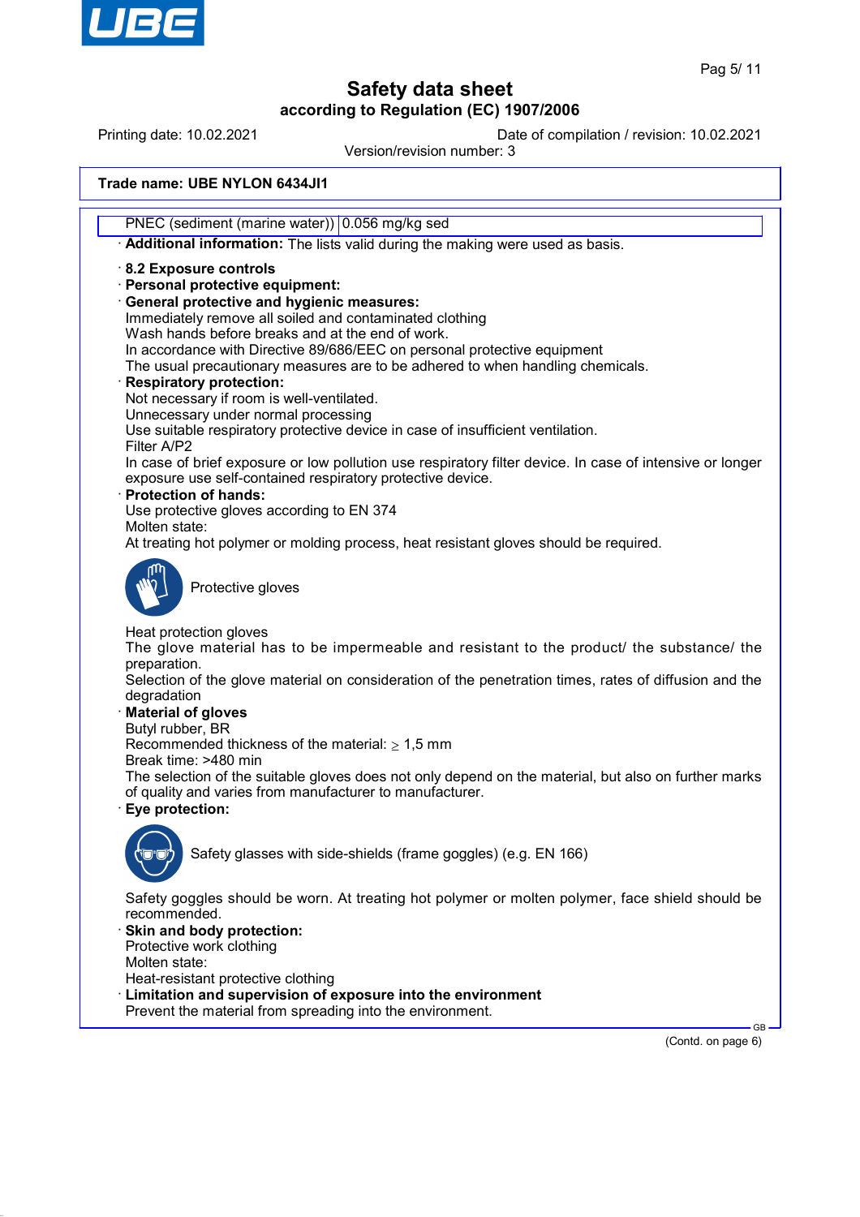**Trade name: UBE NYLON 6434JI1**

| PNEC (sediment (marine water)) | 0.056 mg/kg sed |
|---|---|

· **Additional information:** The lists valid during the making were used as basis.

· **8.2 Exposure controls**
· **Personal protective equipment:**
· **General protective and hygienic measures:**
Immediately remove all soiled and contaminated clothing
Wash hands before breaks and at the end of work.
In accordance with Directive 89/686/EEC on personal protective equipment
The usual precautionary measures are to be adhered to when handling chemicals.
· **Respiratory protection:**
Not necessary if room is well-ventilated.
Unnecessary under normal processing
Use suitable respiratory protective device in case of insufficient ventilation.
Filter A/P2
In case of brief exposure or low pollution use respiratory filter device. In case of intensive or longer exposure use self-contained respiratory protective device.
· **Protection of hands:**
Use protective gloves according to EN 374
Molten state:
At treating hot polymer or molding process, heat resistant gloves should be required.

Protective gloves

Heat protection gloves
The glove material has to be impermeable and resistant to the product/ the substance/ the preparation.
Selection of the glove material on consideration of the penetration times, rates of diffusion and the degradation
· **Material of gloves**
Butyl rubber, BR
Recommended thickness of the material: $\geq$ 1,5 mm
Break time: >480 min
The selection of the suitable gloves does not only depend on the material, but also on further marks of quality and varies from manufacturer to manufacturer.
· **Eye protection:**

Safety glasses with side-shields (frame goggles) (e.g. EN 166)

Safety goggles should be worn. At treating hot polymer or molten polymer, face shield should be recommended.
· **Skin and body protection:**
Protective work clothing
Molten state:
Heat-resistant protective clothing
· **Limitation and supervision of exposure into the environment**
Prevent the material from spreading into the environment.

(Contd. on page 6)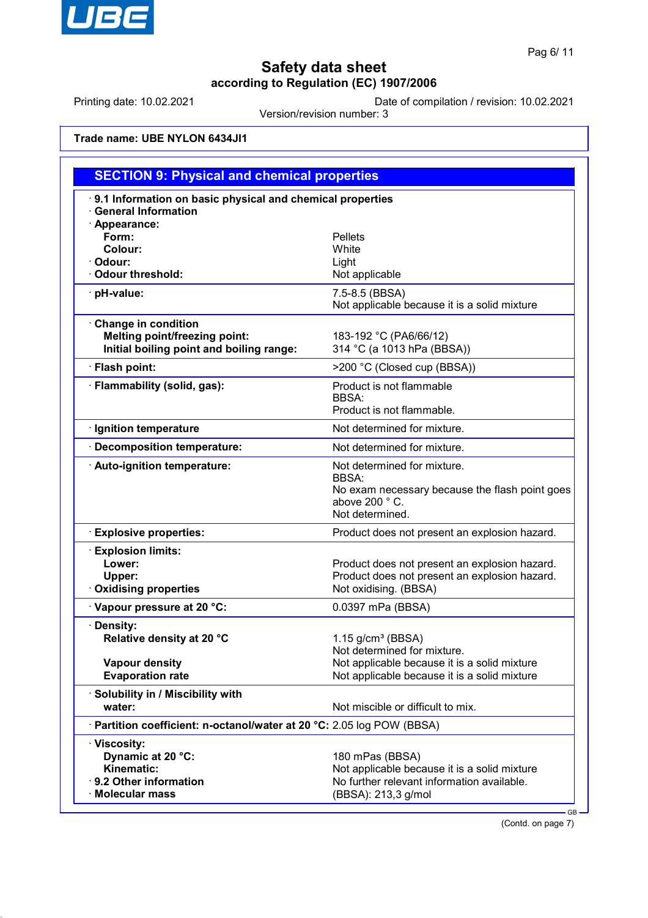Trade name: UBE NYLON 6434JI1

## SECTION 9: Physical and chemical properties

| Property | Value |
|---|---|
| **· 9.1 Information on basic physical and chemical properties** | |
| **· General Information** | |
| **· Appearance:** | |
| **Form:** | Pellets |
| **Colour:** | White |
| **· Odour:** | Light |
| **· Odour threshold:** | Not applicable |
| **· pH-value:** | 7.5-8.5 (BBSA)<br>Not applicable because it is a solid mixture |
| **· Change in condition** | |
| **Melting point/freezing point:** | 183-192 °C (PA6/66/12) |
| **Initial boiling point and boiling range:** | 314 °C (a 1013 hPa (BBSA)) |
| **· Flash point:** | >200 °C (Closed cup (BBSA)) |
| **· Flammability (solid, gas):** | Product is not flammable<br>BBSA:<br>Product is not flammable. |
| **· Ignition temperature** | Not determined for mixture. |
| **· Decomposition temperature:** | Not determined for mixture. |
| **· Auto-ignition temperature:** | Not determined for mixture.<br>BBSA:<br>No exam necessary because the flash point goes above 200 ° C.<br>Not determined. |
| **· Explosive properties:** | Product does not present an explosion hazard. |
| **· Explosion limits:** | |
| **Lower:** | Product does not present an explosion hazard. |
| **Upper:** | Product does not present an explosion hazard. |
| **· Oxidising properties** | Not oxidising. (BBSA) |
| **· Vapour pressure at 20 °C:** | 0.0397 mPa (BBSA) |
| **· Density:** | |
| **Relative density at 20 °C** | 1.15 g/cm³ (BBSA)<br>Not determined for mixture. |
| **Vapour density** | Not applicable because it is a solid mixture |
| **Evaporation rate** | Not applicable because it is a solid mixture |
| **· Solubility in / Miscibility with** | |
| **water:** | Not miscible or difficult to mix. |
| **· Partition coefficient: n-octanol/water at 20 °C:** | 2.05 log POW (BBSA) |
| **· Viscosity:** | |
| **Dynamic at 20 °C:** | 180 mPas (BBSA) |
| **Kinematic:** | Not applicable because it is a solid mixture |
| **· 9.2 Other information** | No further relevant information available. |
| **· Molecular mass** | (BBSA): 213,3 g/mol |

(Contd. on page 7)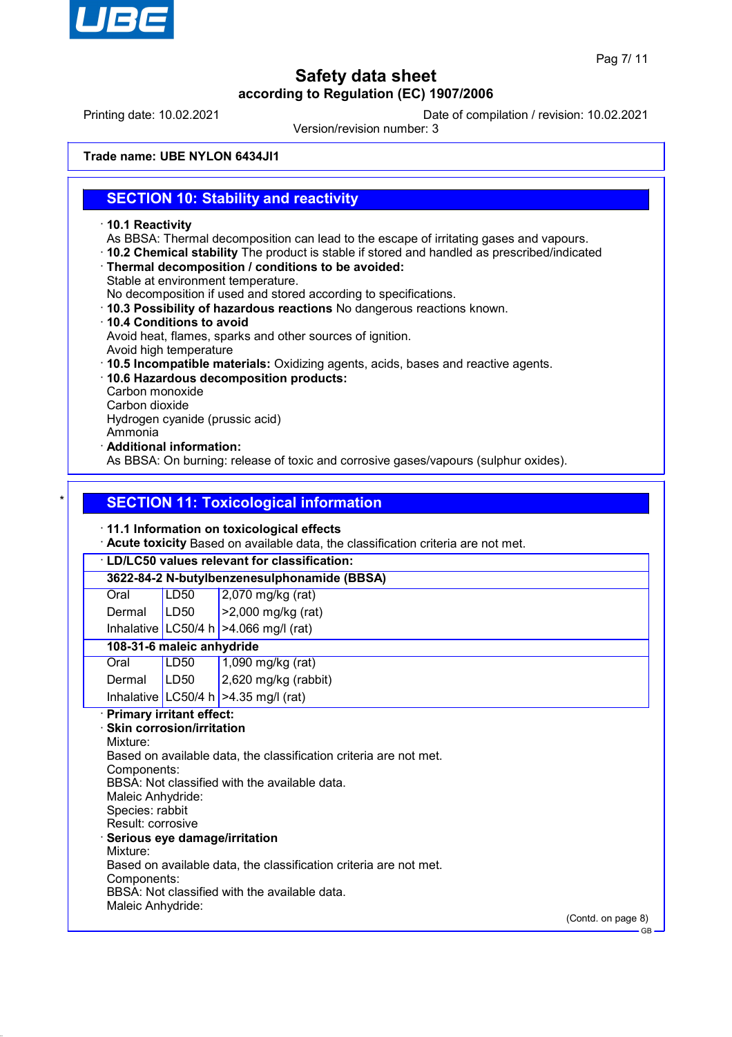# Safety data sheet
**according to Regulation (EC) 1907/2006**

Printing date: 10.02.2021 Date of compilation / revision: 10.02.2021
Version/revision number: 3

**Trade name: UBE NYLON 6434JI1**

## SECTION 10: Stability and reactivity

· **10.1 Reactivity**
As BBSA: Thermal decomposition can lead to the escape of irritating gases and vapours.
· **10.2 Chemical stability** The product is stable if stored and handled as prescribed/indicated
· **Thermal decomposition / conditions to be avoided:**
Stable at environment temperature.
No decomposition if used and stored according to specifications.
· **10.3 Possibility of hazardous reactions** No dangerous reactions known.
· **10.4 Conditions to avoid**
Avoid heat, flames, sparks and other sources of ignition.
Avoid high temperature
· **10.5 Incompatible materials:** Oxidizing agents, acids, bases and reactive agents.
· **10.6 Hazardous decomposition products:**
Carbon monoxide
Carbon dioxide
Hydrogen cyanide (prussic acid)
Ammonia
· **Additional information:**
As BBSA: On burning: release of toxic and corrosive gases/vapours (sulphur oxides).

## * SECTION 11: Toxicological information

· **11.1 Information on toxicological effects**
· **Acute toxicity** Based on available data, the classification criteria are not met.

| · LD/LC50 values relevant for classification: | | |
|---|---|---|
| **3622-84-2 N-butylbenzenesulphonamide (BBSA)** | | |
| Oral | LD50 | 2,070 mg/kg (rat) |
| Dermal | LD50 | >2,000 mg/kg (rat) |
| Inhalative | LC50/4 h | >4.066 mg/l (rat) |
| **108-31-6 maleic anhydride** | | |
| Oral | LD50 | 1,090 mg/kg (rat) |
| Dermal | LD50 | 2,620 mg/kg (rabbit) |
| Inhalative | LC50/4 h | >4.35 mg/l (rat) |

· **Primary irritant effect:**
· **Skin corrosion/irritation**
Mixture:
Based on available data, the classification criteria are not met.
Components:
BBSA: Not classified with the available data.
Maleic Anhydride:
Species: rabbit
Result: corrosive
· **Serious eye damage/irritation**
Mixture:
Based on available data, the classification criteria are not met.
Components:
BBSA: Not classified with the available data.
Maleic Anhydride:

(Contd. on page 8)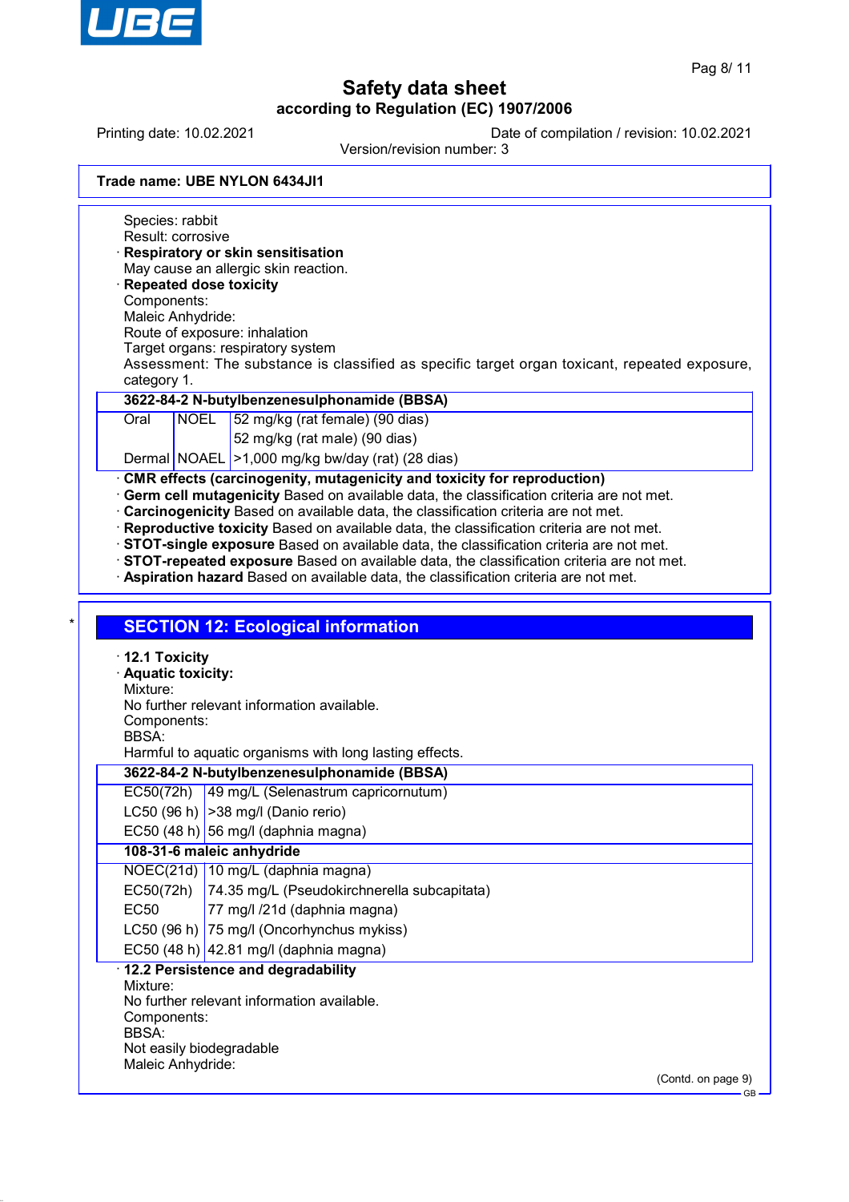**Trade name: UBE NYLON 6434JI1**

Species: rabbit
Result: corrosive

· **Respiratory or skin sensitisation**
May cause an allergic skin reaction.

· **Repeated dose toxicity**
Components:
Maleic Anhydride:
Route of exposure: inhalation
Target organs: respiratory system
Assessment: The substance is classified as specific target organ toxicant, repeated exposure, category 1.

| **3622-84-2 N-butylbenzenesulphonamide (BBSA)** | | |
|---|---|---|
| Oral | NOEL | 52 mg/kg (rat female) (90 dias) |
| | | 52 mg/kg (rat male) (90 dias) |
| Dermal | NOAEL | >1,000 mg/kg bw/day (rat) (28 dias) |

· **CMR effects (carcinogenity, mutagenicity and toxicity for reproduction)**
· **Germ cell mutagenicity** Based on available data, the classification criteria are not met.
· **Carcinogenicity** Based on available data, the classification criteria are not met.
· **Reproductive toxicity** Based on available data, the classification criteria are not met.
· **STOT-single exposure** Based on available data, the classification criteria are not met.
· **STOT-repeated exposure** Based on available data, the classification criteria are not met.
· **Aspiration hazard** Based on available data, the classification criteria are not met.

## SECTION 12: Ecological information

· **12.1 Toxicity**
· **Aquatic toxicity:**
Mixture:
No further relevant information available.
Components:
BBSA:
Harmful to aquatic organisms with long lasting effects.

| **3622-84-2 N-butylbenzenesulphonamide (BBSA)** | |
|---|---|
| EC50(72h) | 49 mg/L (Selenastrum capricornutum) |
| LC50 (96 h) | >38 mg/l (Danio rerio) |
| EC50 (48 h) | 56 mg/l (daphnia magna) |
| **108-31-6 maleic anhydride** | |
| NOEC(21d) | 10 mg/L (daphnia magna) |
| EC50(72h) | 74.35 mg/L (Pseudokirchnerella subcapitata) |
| EC50 | 77 mg/l /21d (daphnia magna) |
| LC50 (96 h) | 75 mg/l (Oncorhynchus mykiss) |
| EC50 (48 h) | 42.81 mg/l (daphnia magna) |

· **12.2 Persistence and degradability**
Mixture:
No further relevant information available.
Components:
BBSA:
Not easily biodegradable
Maleic Anhydride:

(Contd. on page 9)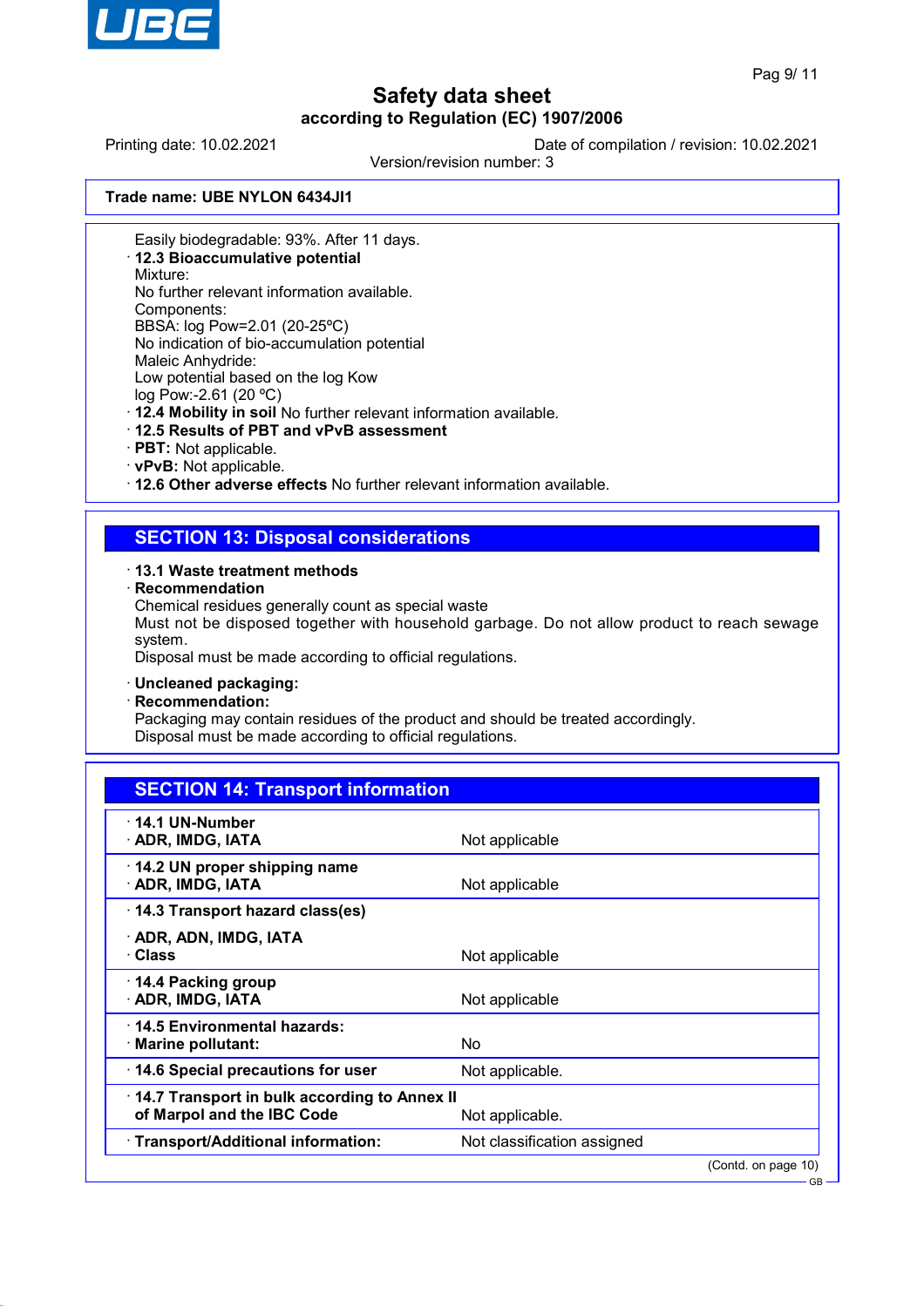Trade name: UBE NYLON 6434JI1

Easily biodegradable: 93%. After 11 days.

- **12.3 Bioaccumulative potential**

Mixture:
No further relevant information available.
Components:
BBSA: log Pow=2.01 (20-25ºC)
No indication of bio-accumulation potential
Maleic Anhydride:
Low potential based on the log Kow
log Pow:-2.61 (20 ºC)

- **12.4 Mobility in soil** No further relevant information available.
- **12.5 Results of PBT and vPvB assessment**
- **PBT:** Not applicable.
- **vPvB:** Not applicable.
- **12.6 Other adverse effects** No further relevant information available.

## SECTION 13: Disposal considerations

- **13.1 Waste treatment methods**
- **Recommendation**

Chemical residues generally count as special waste
Must not be disposed together with household garbage. Do not allow product to reach sewage system.
Disposal must be made according to official regulations.

- **Uncleaned packaging:**
- **Recommendation:**

Packaging may contain residues of the product and should be treated accordingly.
Disposal must be made according to official regulations.

## SECTION 14: Transport information

| | |
|---|---|
| **14.1 UN-Number**<br>**ADR, IMDG, IATA** | Not applicable |
| **14.2 UN proper shipping name**<br>**ADR, IMDG, IATA** | Not applicable |
| **14.3 Transport hazard class(es)**<br>**ADR, ADN, IMDG, IATA**<br>**Class** | Not applicable |
| **14.4 Packing group**<br>**ADR, IMDG, IATA** | Not applicable |
| **14.5 Environmental hazards:**<br>**Marine pollutant:** | No |
| **14.6 Special precautions for user** | Not applicable. |
| **14.7 Transport in bulk according to Annex II of Marpol and the IBC Code** | Not applicable. |
| **Transport/Additional information:** | Not classification assigned |

(Contd. on page 10)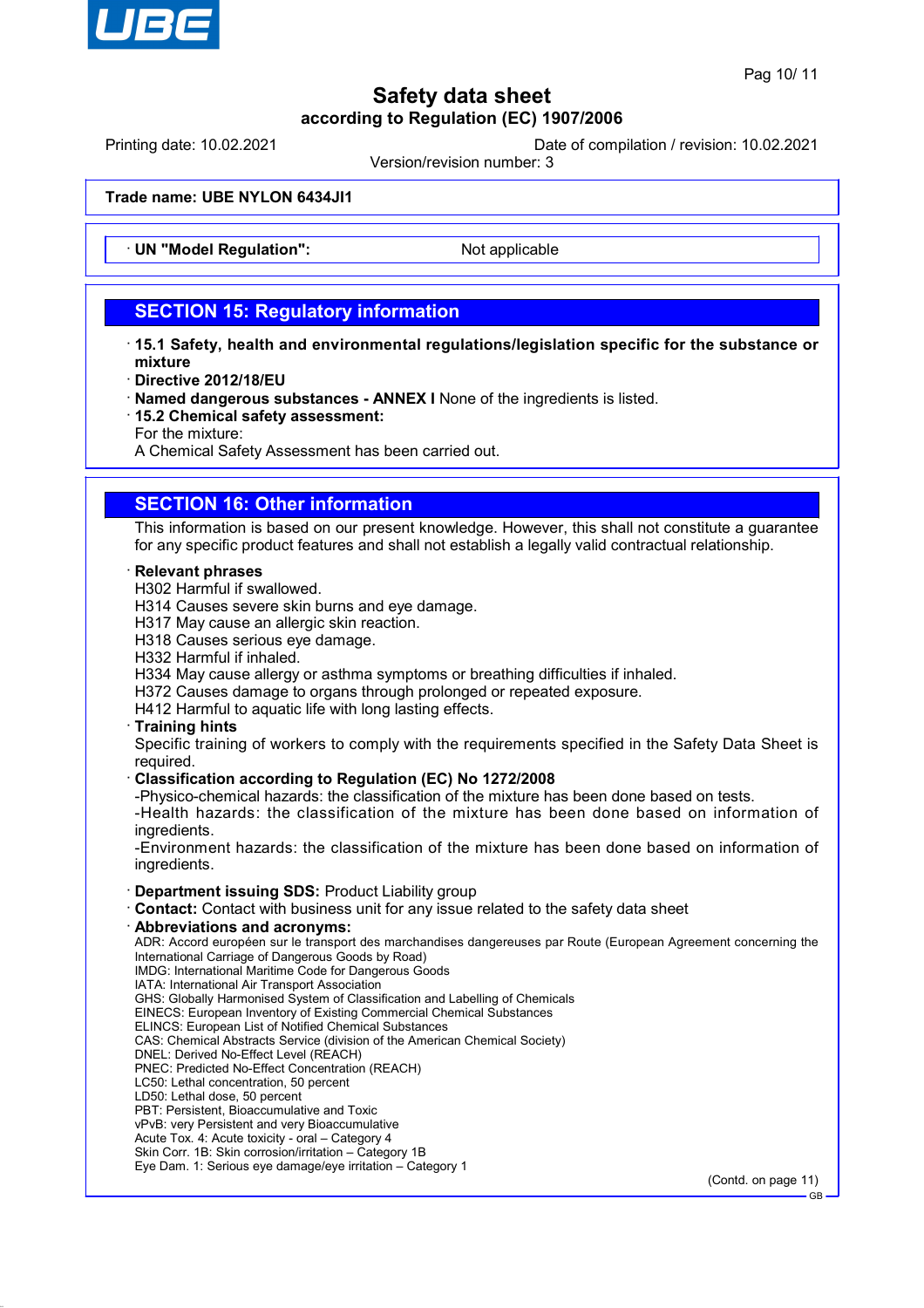**Trade name: UBE NYLON 6434JI1**

· **UN "Model Regulation":** Not applicable

## SECTION 15: Regulatory information

· **15.1 Safety, health and environmental regulations/legislation specific for the substance or mixture**
· **Directive 2012/18/EU**
· **Named dangerous substances - ANNEX I** None of the ingredients is listed.
· **15.2 Chemical safety assessment:**
For the mixture:
A Chemical Safety Assessment has been carried out.

## SECTION 16: Other information

This information is based on our present knowledge. However, this shall not constitute a guarantee for any specific product features and shall not establish a legally valid contractual relationship.

· **Relevant phrases**
H302 Harmful if swallowed.
H314 Causes severe skin burns and eye damage.
H317 May cause an allergic skin reaction.
H318 Causes serious eye damage.
H332 Harmful if inhaled.
H334 May cause allergy or asthma symptoms or breathing difficulties if inhaled.
H372 Causes damage to organs through prolonged or repeated exposure.
H412 Harmful to aquatic life with long lasting effects.
· **Training hints**
Specific training of workers to comply with the requirements specified in the Safety Data Sheet is required.
· **Classification according to Regulation (EC) No 1272/2008**
-Physico-chemical hazards: the classification of the mixture has been done based on tests.
-Health hazards: the classification of the mixture has been done based on information of ingredients.
-Environment hazards: the classification of the mixture has been done based on information of ingredients.

· **Department issuing SDS:** Product Liability group
· **Contact:** Contact with business unit for any issue related to the safety data sheet
· **Abbreviations and acronyms:**
ADR: Accord européen sur le transport des marchandises dangereuses par Route (European Agreement concerning the International Carriage of Dangerous Goods by Road)
IMDG: International Maritime Code for Dangerous Goods
IATA: International Air Transport Association
GHS: Globally Harmonised System of Classification and Labelling of Chemicals
EINECS: European Inventory of Existing Commercial Chemical Substances
ELINCS: European List of Notified Chemical Substances
CAS: Chemical Abstracts Service (division of the American Chemical Society)
DNEL: Derived No-Effect Level (REACH)
PNEC: Predicted No-Effect Concentration (REACH)
LC50: Lethal concentration, 50 percent
LD50: Lethal dose, 50 percent
PBT: Persistent, Bioaccumulative and Toxic
vPvB: very Persistent and very Bioaccumulative
Acute Tox. 4: Acute toxicity - oral – Category 4
Skin Corr. 1B: Skin corrosion/irritation – Category 1B
Eye Dam. 1: Serious eye damage/eye irritation – Category 1

(Contd. on page 11)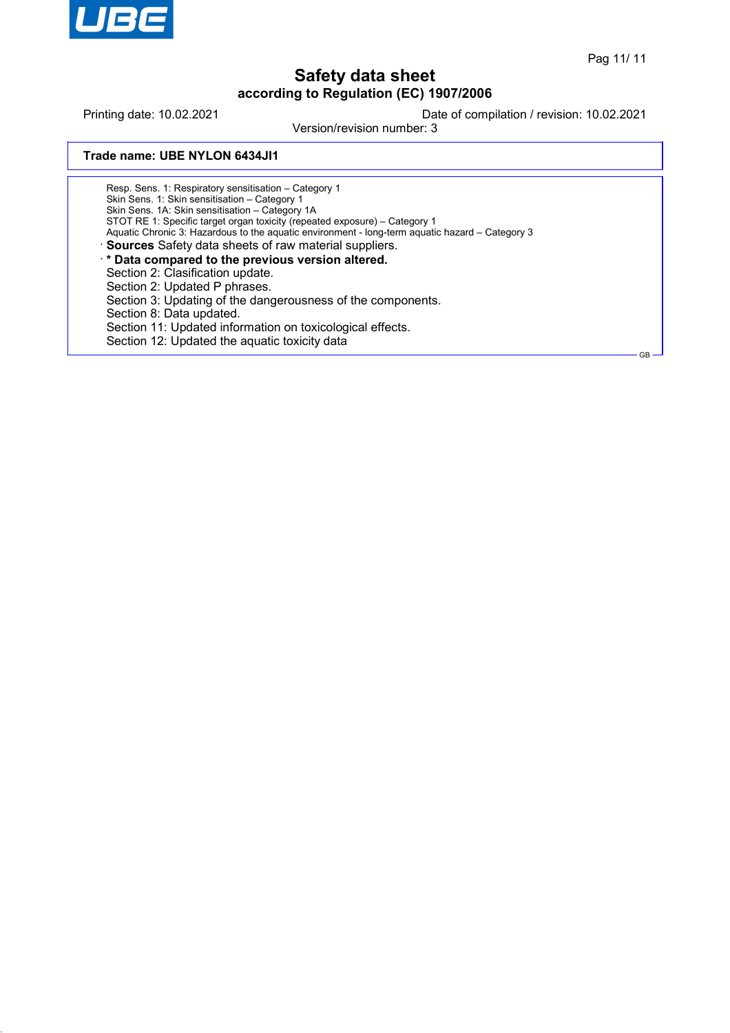Resp. Sens. 1: Respiratory sensitisation – Category 1
Skin Sens. 1: Skin sensitisation – Category 1
Skin Sens. 1A: Skin sensitisation – Category 1A
STOT RE 1: Specific target organ toxicity (repeated exposure) – Category 1
Aquatic Chronic 3: Hazardous to the aquatic environment - long-term aquatic hazard – Category 3

· **Sources** Safety data sheets of raw material suppliers.

· **\* Data compared to the previous version altered.**

Section 2: Clasification update.
Section 2: Updated P phrases.
Section 3: Updating of the dangerousness of the components.
Section 8: Data updated.
Section 11: Updated information on toxicological effects.
Section 12: Updated the aquatic toxicity data